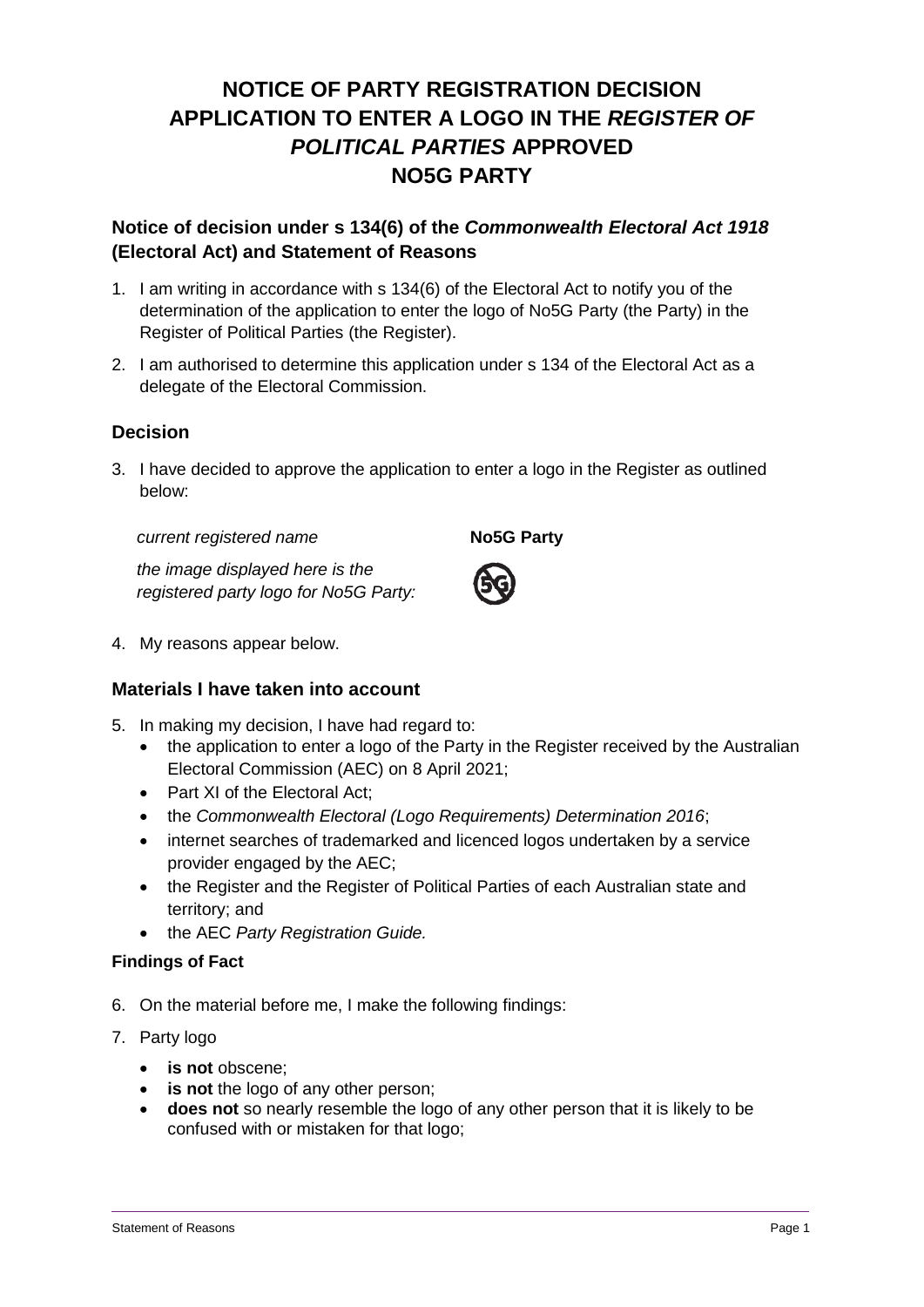# NOTICE OF PARTY REGISTRATION DECISION APPLICATION TO ENTER A LOGO IN THE *REGISTER OF POLITICAL PARTIES* APPROVED NO5G PARTY

## Notice of decision under s 134(6) of the *Commonwealth Electoral Act 1918* (Electoral Act) and Statement of Reasons

1. I am writing in accordance with s 134(6) of the Electoral Act to notify you of the determination of the application to enter the logo of No5G Party (the Party) in the Register of Political Parties (the Register).
2. I am authorised to determine this application under s 134 of the Electoral Act as a delegate of the Electoral Commission.

## Decision

3. I have decided to approve the application to enter a logo in the Register as outlined below:

| | |
|---|---|
| *current registered name* | **No5G Party** |
| *the image displayed here is the registered party logo for No5G Party:* | |

4. My reasons appear below.

## Materials I have taken into account

5. In making my decision, I have had regard to:
   - the application to enter a logo of the Party in the Register received by the Australian Electoral Commission (AEC) on 8 April 2021;
   - Part XI of the Electoral Act;
   - the *Commonwealth Electoral (Logo Requirements) Determination 2016*;
   - internet searches of trademarked and licenced logos undertaken by a service provider engaged by the AEC;
   - the Register and the Register of Political Parties of each Australian state and territory; and
   - the AEC *Party Registration Guide.*

### Findings of Fact

6. On the material before me, I make the following findings:
7. Party logo
   - **is not** obscene;
   - **is not** the logo of any other person;
   - **does not** so nearly resemble the logo of any other person that it is likely to be confused with or mistaken for that logo;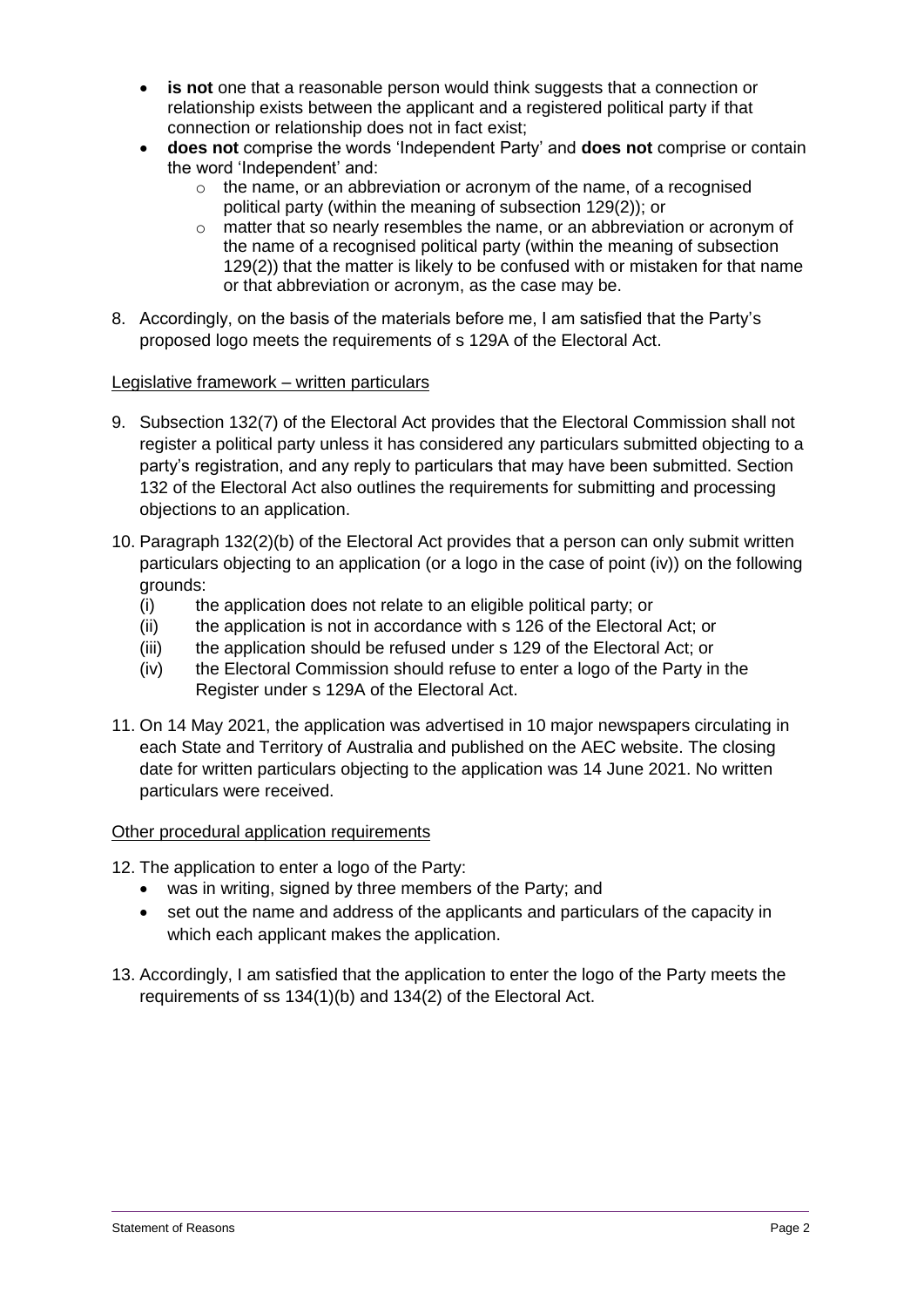- **is not** one that a reasonable person would think suggests that a connection or relationship exists between the applicant and a registered political party if that connection or relationship does not in fact exist;
- **does not** comprise the words 'Independent Party' and **does not** comprise or contain the word 'Independent' and:
  - the name, or an abbreviation or acronym of the name, of a recognised political party (within the meaning of subsection 129(2)); or
  - matter that so nearly resembles the name, or an abbreviation or acronym of the name of a recognised political party (within the meaning of subsection 129(2)) that the matter is likely to be confused with or mistaken for that name or that abbreviation or acronym, as the case may be.

8. Accordingly, on the basis of the materials before me, I am satisfied that the Party's proposed logo meets the requirements of s 129A of the Electoral Act.

Legislative framework – written particulars

9. Subsection 132(7) of the Electoral Act provides that the Electoral Commission shall not register a political party unless it has considered any particulars submitted objecting to a party's registration, and any reply to particulars that may have been submitted. Section 132 of the Electoral Act also outlines the requirements for submitting and processing objections to an application.

10. Paragraph 132(2)(b) of the Electoral Act provides that a person can only submit written particulars objecting to an application (or a logo in the case of point (iv)) on the following grounds:
    (i) the application does not relate to an eligible political party; or
    (ii) the application is not in accordance with s 126 of the Electoral Act; or
    (iii) the application should be refused under s 129 of the Electoral Act; or
    (iv) the Electoral Commission should refuse to enter a logo of the Party in the Register under s 129A of the Electoral Act.

11. On 14 May 2021, the application was advertised in 10 major newspapers circulating in each State and Territory of Australia and published on the AEC website. The closing date for written particulars objecting to the application was 14 June 2021. No written particulars were received.

Other procedural application requirements

12. The application to enter a logo of the Party:
    - was in writing, signed by three members of the Party; and
    - set out the name and address of the applicants and particulars of the capacity in which each applicant makes the application.

13. Accordingly, I am satisfied that the application to enter the logo of the Party meets the requirements of ss 134(1)(b) and 134(2) of the Electoral Act.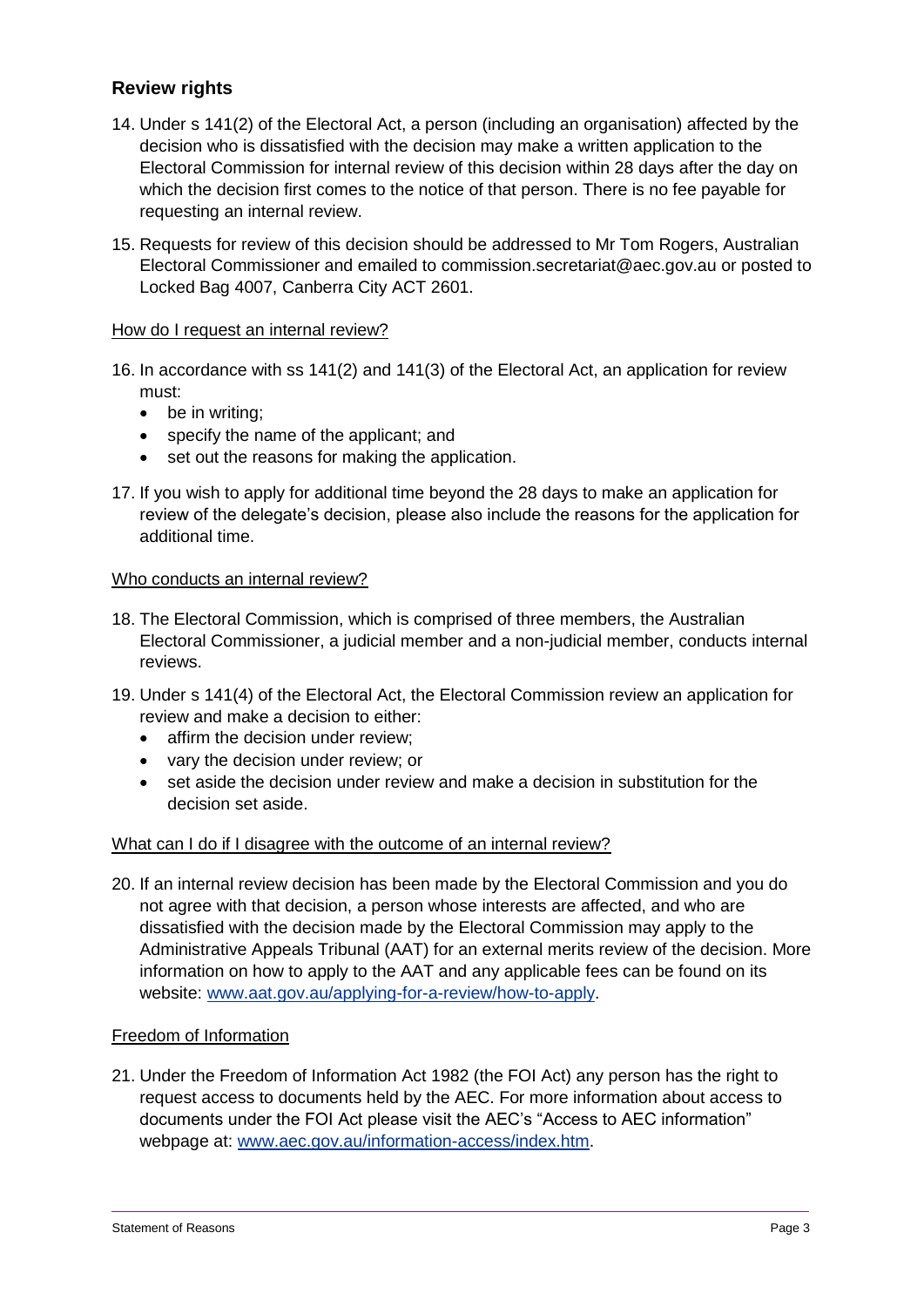## Review rights

14. Under s 141(2) of the Electoral Act, a person (including an organisation) affected by the decision who is dissatisfied with the decision may make a written application to the Electoral Commission for internal review of this decision within 28 days after the day on which the decision first comes to the notice of that person. There is no fee payable for requesting an internal review.

15. Requests for review of this decision should be addressed to Mr Tom Rogers, Australian Electoral Commissioner and emailed to commission.secretariat@aec.gov.au or posted to Locked Bag 4007, Canberra City ACT 2601.

### How do I request an internal review?

16. In accordance with ss 141(2) and 141(3) of the Electoral Act, an application for review must:
    - be in writing;
    - specify the name of the applicant; and
    - set out the reasons for making the application.

17. If you wish to apply for additional time beyond the 28 days to make an application for review of the delegate's decision, please also include the reasons for the application for additional time.

### Who conducts an internal review?

18. The Electoral Commission, which is comprised of three members, the Australian Electoral Commissioner, a judicial member and a non-judicial member, conducts internal reviews.

19. Under s 141(4) of the Electoral Act, the Electoral Commission review an application for review and make a decision to either:
    - affirm the decision under review;
    - vary the decision under review; or
    - set aside the decision under review and make a decision in substitution for the decision set aside.

### What can I do if I disagree with the outcome of an internal review?

20. If an internal review decision has been made by the Electoral Commission and you do not agree with that decision, a person whose interests are affected, and who are dissatisfied with the decision made by the Electoral Commission may apply to the Administrative Appeals Tribunal (AAT) for an external merits review of the decision. More information on how to apply to the AAT and any applicable fees can be found on its website: [www.aat.gov.au/applying-for-a-review/how-to-apply](http://www.aat.gov.au/applying-for-a-review/how-to-apply).

### Freedom of Information

21. Under the Freedom of Information Act 1982 (the FOI Act) any person has the right to request access to documents held by the AEC. For more information about access to documents under the FOI Act please visit the AEC's "Access to AEC information" webpage at: [www.aec.gov.au/information-access/index.htm](http://www.aec.gov.au/information-access/index.htm).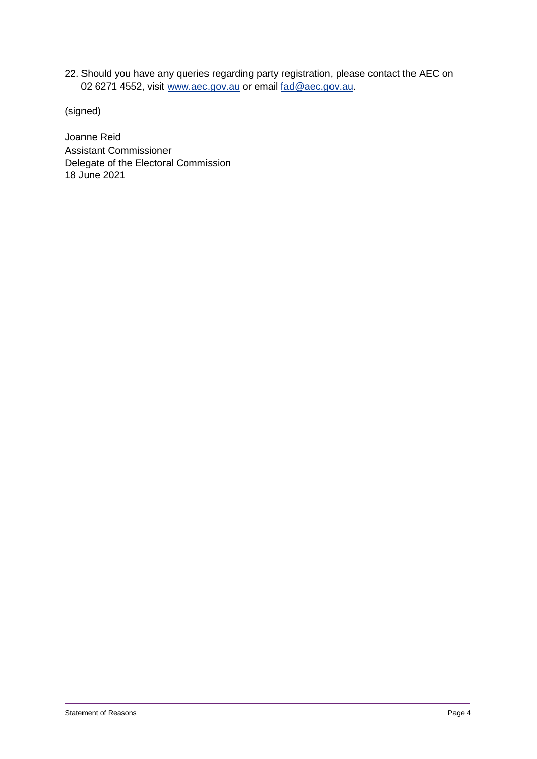22. Should you have any queries regarding party registration, please contact the AEC on 02 6271 4552, visit [www.aec.gov.au](http://www.aec.gov.au) or email [fad@aec.gov.au](mailto:fad@aec.gov.au).

(signed)

Joanne Reid
Assistant Commissioner
Delegate of the Electoral Commission
18 June 2021